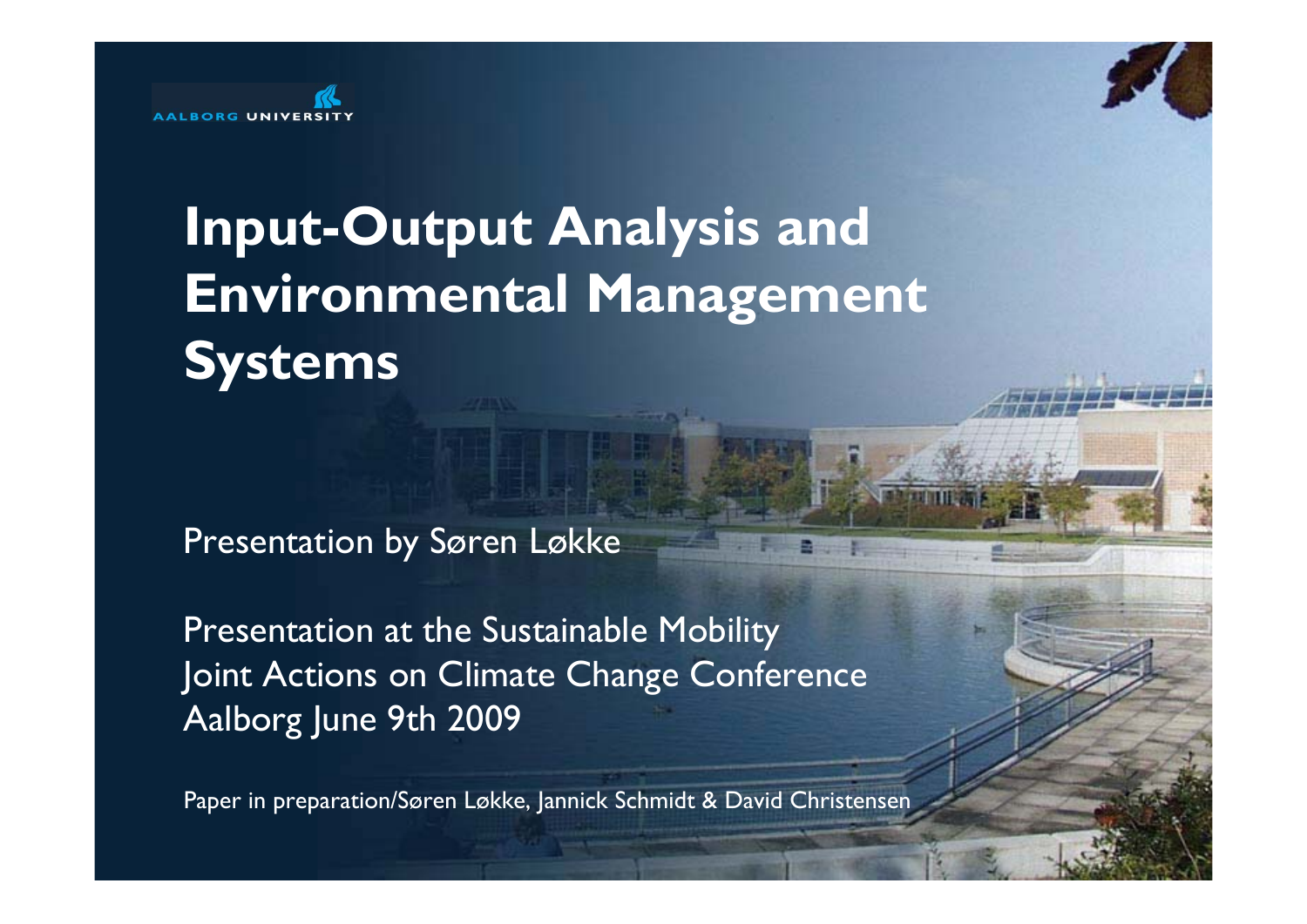AALBORG UNIVERSITY

# Input-Output Analysis and Environmental Management Systems

Presentation by Søren Løkke

Presentation at the Sustainable Mobility
Joint Actions on Climate Change Conference
Aalborg June 9th 2009

Paper in preparation/Søren Løkke, Jannick Schmidt & David Christensen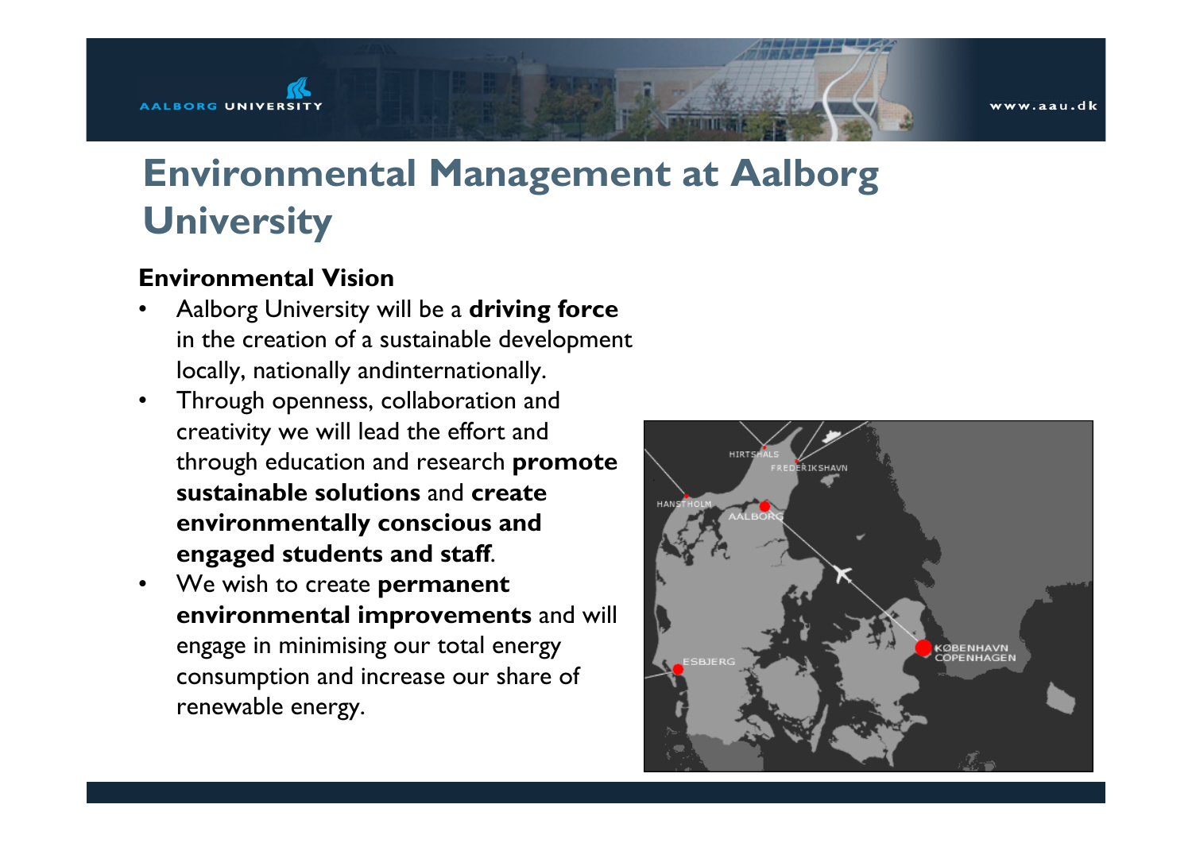# Environmental Management at Aalborg University

**Environmental Vision**

- Aalborg University will be a **driving force** in the creation of a sustainable development locally, nationally andinternationally.
- Through openness, collaboration and creativity we will lead the effort and through education and research **promote sustainable solutions** and **create environmentally conscious and engaged students and staff**.
- We wish to create **permanent environmental improvements** and will engage in minimising our total energy consumption and increase our share of renewable energy.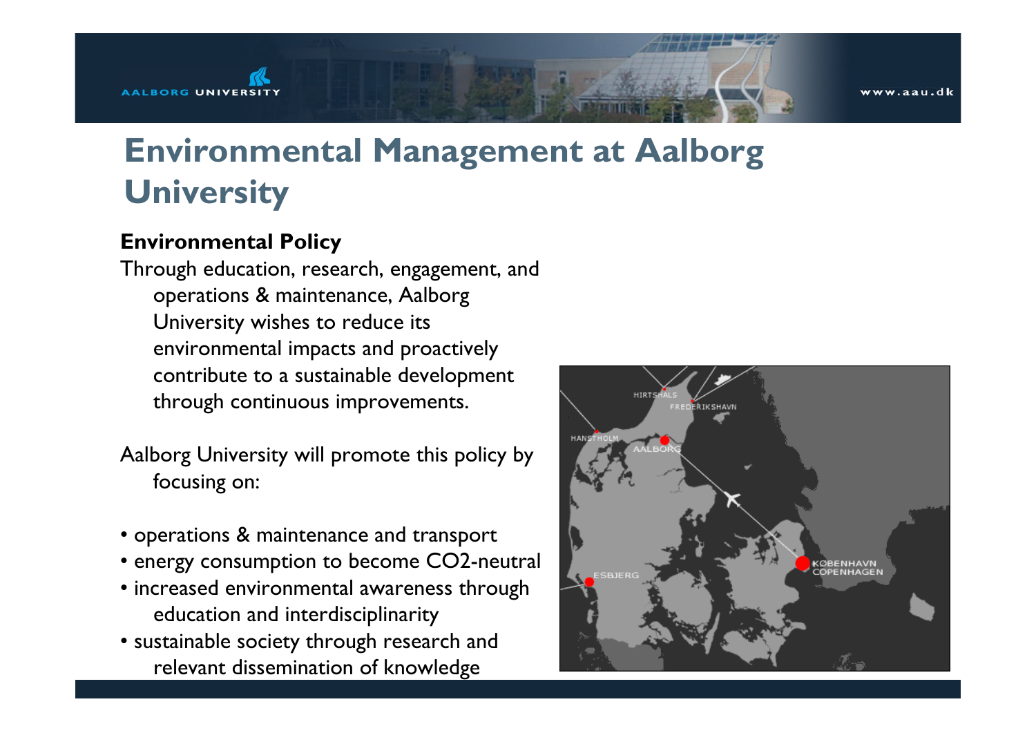# Environmental Management at Aalborg University

**Environmental Policy**

Through education, research, engagement, and operations & maintenance, Aalborg University wishes to reduce its environmental impacts and proactively contribute to a sustainable development through continuous improvements.

Aalborg University will promote this policy by focusing on:

- operations & maintenance and transport
- energy consumption to become CO2-neutral
- increased environmental awareness through education and interdisciplinarity
- sustainable society through research and relevant dissemination of knowledge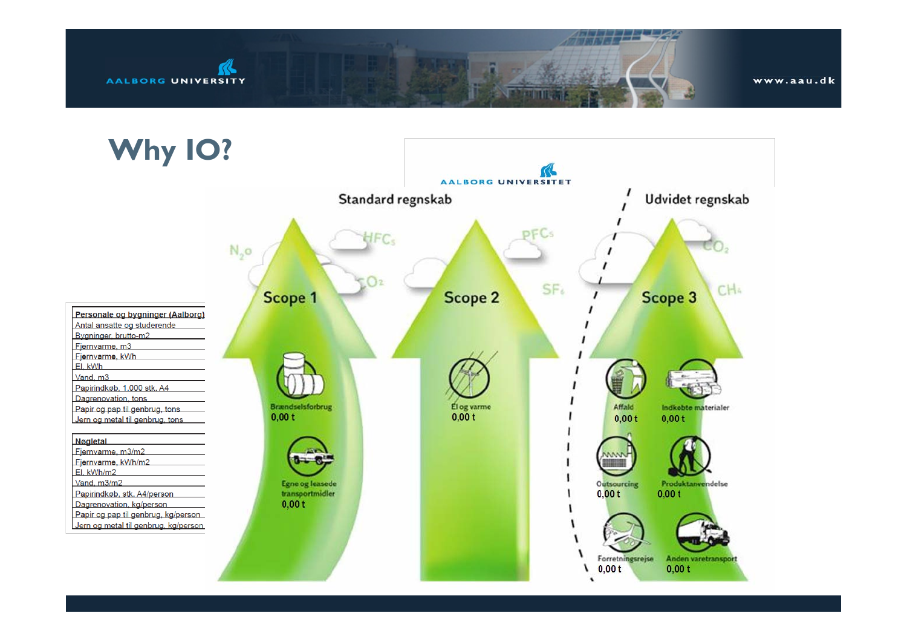# Why IO?

| Personale og bygninger (Aalborg) |
|---|
| Antal ansatte og studerende |
| Bygninger, brutto-m2 |
| Fjernvarme, m3 |
| Fjernvarme, kWh |
| El, kWh |
| Vand, m3 |
| Papirindkøb, 1.000 stk. A4 |
| Dagrenovation, tons |
| Papir og pap til genbrug, tons |
| Jern og metal til genbrug, tons |

| Nøgletal |
|---|
| Fjernvarme, m3/m2 |
| Fjernvarme, kWh/m2 |
| El, kWh/m2 |
| Vand, m3/m2 |
| Papirindkøb, stk. A4/person |
| Dagrenovation, kg/person |
| Papir og pap til genbrug, kg/person |
| Jern og metal til genbrug, kg/person |

AALBORG UNIVERSITET

**Standard regnskab**

$N_2O$ $HFC_s$ $CO_2$ $PFC_s$ $SF_6$

**Scope 1**
- Brændselsforbrug 0,00 t
- Egne og leasede transportmidler 0,00 t

**Scope 2**
- El og varme 0,00 t

**Udvidet regnskab**

$CO_2$ $CH_4$

**Scope 3**
- Affald 0,00 t
- Indkøbte materialer 0,00 t
- Outsourcing 0,00 t
- Produktanvendelse 0,00 t
- Forretningsrejse 0,00 t
- Anden varetransport 0,00 t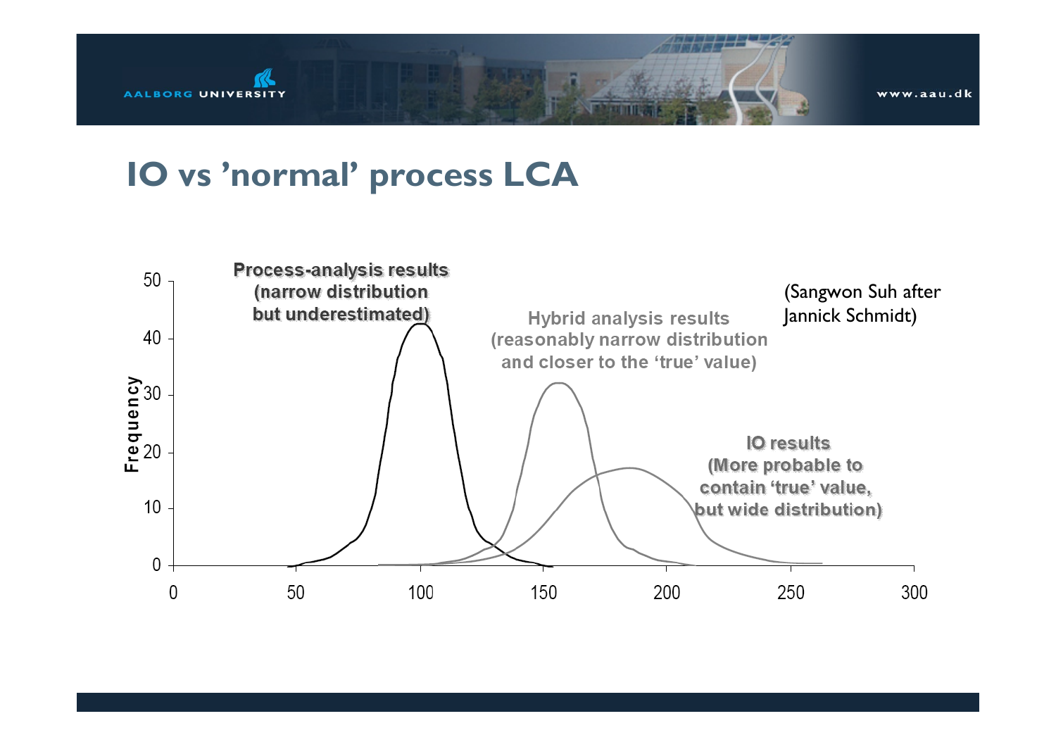# IO vs 'normal' process LCA

(Sangwon Suh after Jannick Schmidt)

Process-analysis results (narrow distribution but underestimated)

Hybrid analysis results (reasonably narrow distribution and closer to the 'true' value)

IO results (More probable to contain 'true' value, but wide distribution)

Frequency

0 10 20 30 40 50

0 50 100 150 200 250 300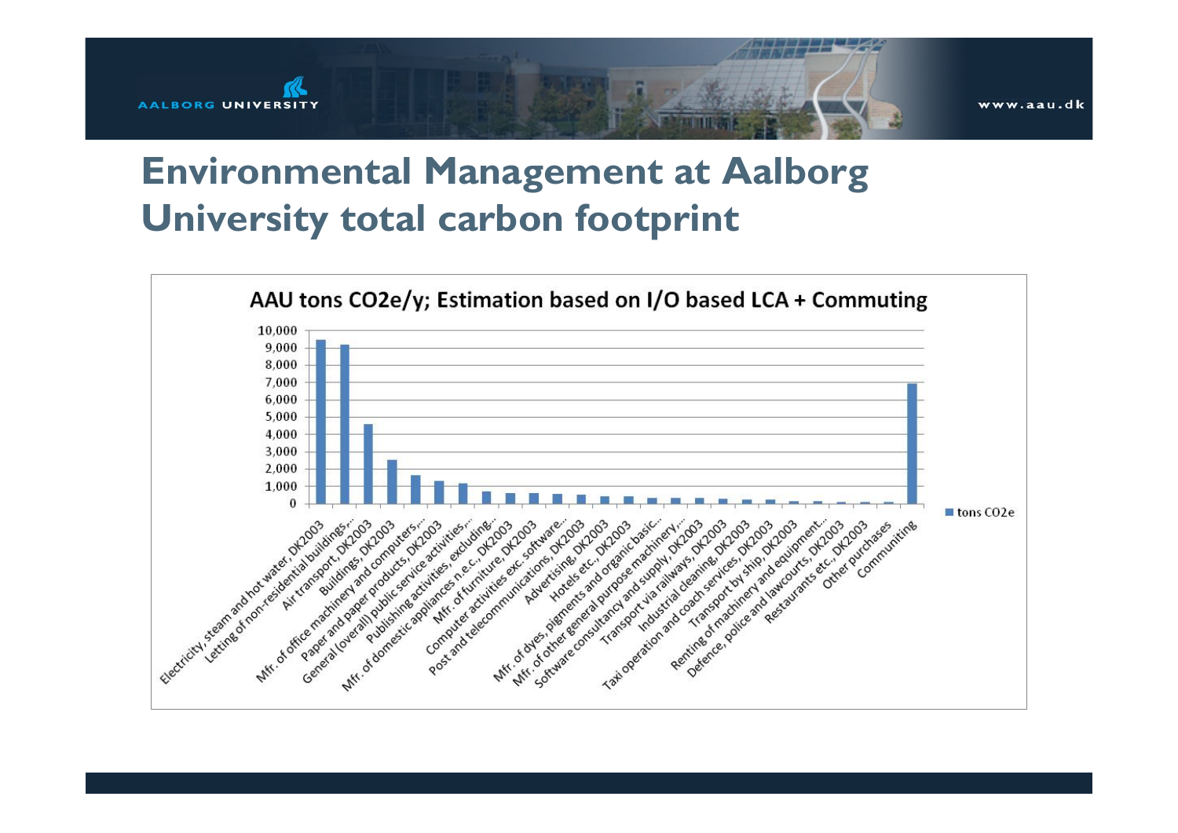# Environmental Management at Aalborg University total carbon footprint

**AAU tons CO2e/y; Estimation based on I/O based LCA + Commuting**

| Category | tons CO2e (approx.) |
|---|---|
| Electricity, steam and hot water, DK2003 | 9,500 |
| Letting of non-residential buildings,... | 9,200 |
| Air transport, DK2003 | 4,600 |
| Buildings, DK2003 | 2,550 |
| Mfr. of office machinery and computers,... | 1,650 |
| Paper and paper products, DK2003 | 1,300 |
| General (overall) public service activities,... | 1,150 |
| Publishing activities, excluding... | 700 |
| Mfr. of domestic appliances n.e.c., DK2003 | 600 |
| Mfr. of furniture, DK2003 | 600 |
| Computer activities exc. software... | 550 |
| Post and telecommunications, DK2003 | 500 |
| Advertising, DK2003 | 400 |
| Hotels etc., DK2003 | 400 |
| Mfr. of dyes, pigments and organic basic... | 300 |
| Mfr. of other general purpose machinery,... | 300 |
| Software consultancy and supply, DK2003 | 300 |
| Transport via railways, DK2003 | 250 |
| Industrial cleaning, DK2003 | 200 |
| Taxi operation and coach services, DK2003 | 200 |
| Transport by ship, DK2003 | 150 |
| Renting of machinery and equipment... | 150 |
| Defence, police and lawcourts, DK2003 | 100 |
| Restaurants etc., DK2003 | 100 |
| Other purchases | 100 |
| Communiting | 6,950 |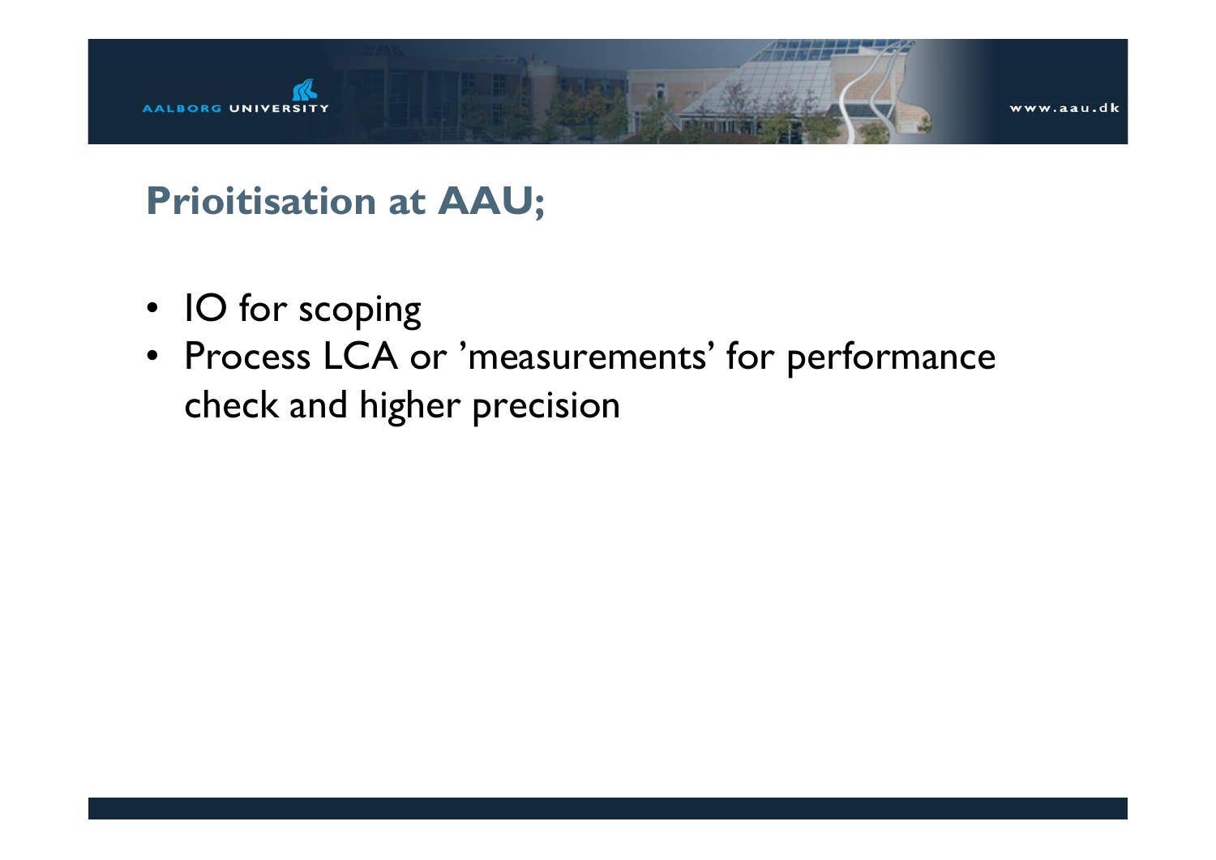## Prioitisation at AAU;

- IO for scoping
- Process LCA or ’measurements’ for performance check and higher precision